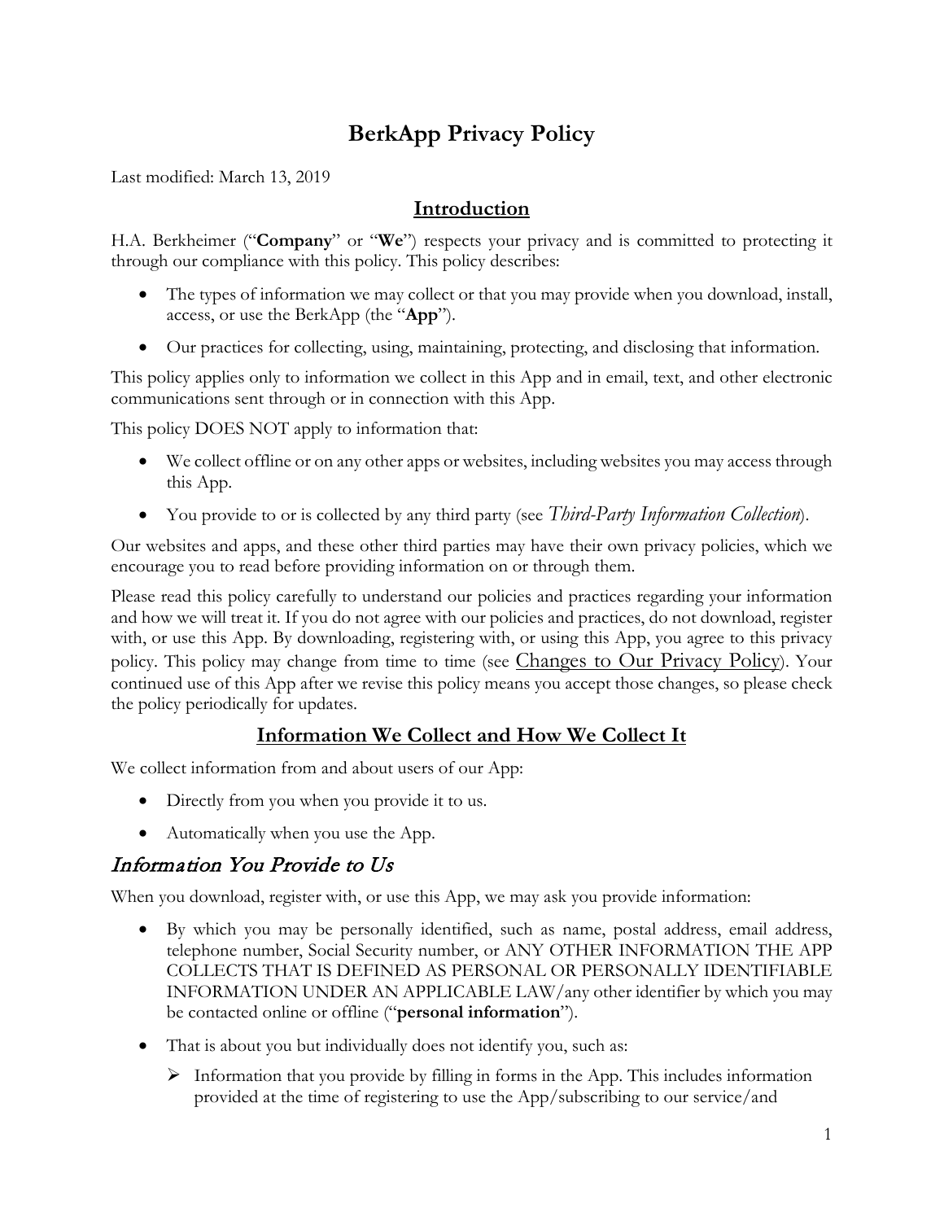# BerkApp Privacy Policy

Last modified: March 13, 2019

## Introduction

H.A. Berkheimer ("**Company**" or "**We**") respects your privacy and is committed to protecting it through our compliance with this policy. This policy describes:

- The types of information we may collect or that you may provide when you download, install, access, or use the BerkApp (the "**App**").
- Our practices for collecting, using, maintaining, protecting, and disclosing that information.

This policy applies only to information we collect in this App and in email, text, and other electronic communications sent through or in connection with this App.

This policy DOES NOT apply to information that:

- We collect offline or on any other apps or websites, including websites you may access through this App.
- You provide to or is collected by any third party (see *Third-Party Information Collection*).

Our websites and apps, and these other third parties may have their own privacy policies, which we encourage you to read before providing information on or through them.

Please read this policy carefully to understand our policies and practices regarding your information and how we will treat it. If you do not agree with our policies and practices, do not download, register with, or use this App. By downloading, registering with, or using this App, you agree to this privacy policy. This policy may change from time to time (see Changes to Our Privacy Policy). Your continued use of this App after we revise this policy means you accept those changes, so please check the policy periodically for updates.

## Information We Collect and How We Collect It

We collect information from and about users of our App:

- Directly from you when you provide it to us.
- Automatically when you use the App.

### *Information You Provide to Us*

When you download, register with, or use this App, we may ask you provide information:

- By which you may be personally identified, such as name, postal address, email address, telephone number, Social Security number, or ANY OTHER INFORMATION THE APP COLLECTS THAT IS DEFINED AS PERSONAL OR PERSONALLY IDENTIFIABLE INFORMATION UNDER AN APPLICABLE LAW/any other identifier by which you may be contacted online or offline ("**personal information**").
- That is about you but individually does not identify you, such as:
  - Information that you provide by filling in forms in the App. This includes information provided at the time of registering to use the App/subscribing to our service/and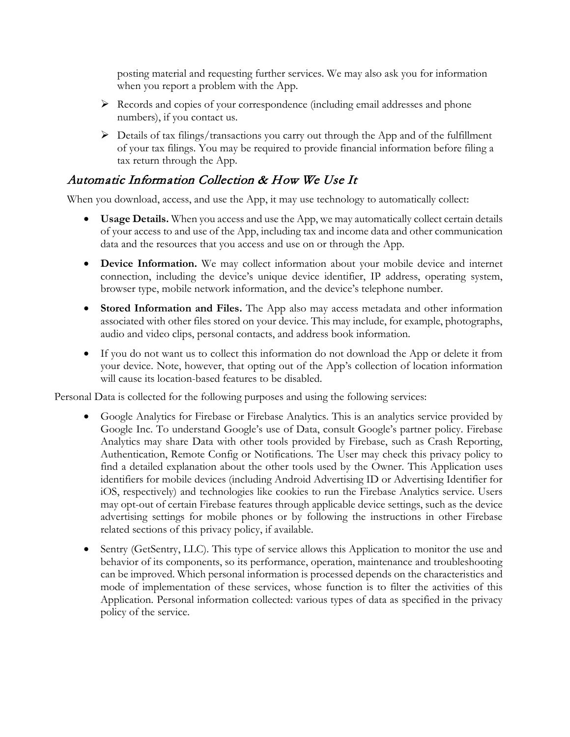posting material and requesting further services. We may also ask you for information when you report a problem with the App.

- Records and copies of your correspondence (including email addresses and phone numbers), if you contact us.
- Details of tax filings/transactions you carry out through the App and of the fulfillment of your tax filings. You may be required to provide financial information before filing a tax return through the App.

## *Automatic Information Collection & How We Use It*

When you download, access, and use the App, it may use technology to automatically collect:

- **Usage Details.** When you access and use the App, we may automatically collect certain details of your access to and use of the App, including tax and income data and other communication data and the resources that you access and use on or through the App.
- **Device Information.** We may collect information about your mobile device and internet connection, including the device's unique device identifier, IP address, operating system, browser type, mobile network information, and the device's telephone number.
- **Stored Information and Files.** The App also may access metadata and other information associated with other files stored on your device. This may include, for example, photographs, audio and video clips, personal contacts, and address book information.
- If you do not want us to collect this information do not download the App or delete it from your device. Note, however, that opting out of the App's collection of location information will cause its location-based features to be disabled.

Personal Data is collected for the following purposes and using the following services:

- Google Analytics for Firebase or Firebase Analytics. This is an analytics service provided by Google Inc. To understand Google's use of Data, consult Google's partner policy. Firebase Analytics may share Data with other tools provided by Firebase, such as Crash Reporting, Authentication, Remote Config or Notifications. The User may check this privacy policy to find a detailed explanation about the other tools used by the Owner. This Application uses identifiers for mobile devices (including Android Advertising ID or Advertising Identifier for iOS, respectively) and technologies like cookies to run the Firebase Analytics service. Users may opt-out of certain Firebase features through applicable device settings, such as the device advertising settings for mobile phones or by following the instructions in other Firebase related sections of this privacy policy, if available.
- Sentry (GetSentry, LLC). This type of service allows this Application to monitor the use and behavior of its components, so its performance, operation, maintenance and troubleshooting can be improved. Which personal information is processed depends on the characteristics and mode of implementation of these services, whose function is to filter the activities of this Application. Personal information collected: various types of data as specified in the privacy policy of the service.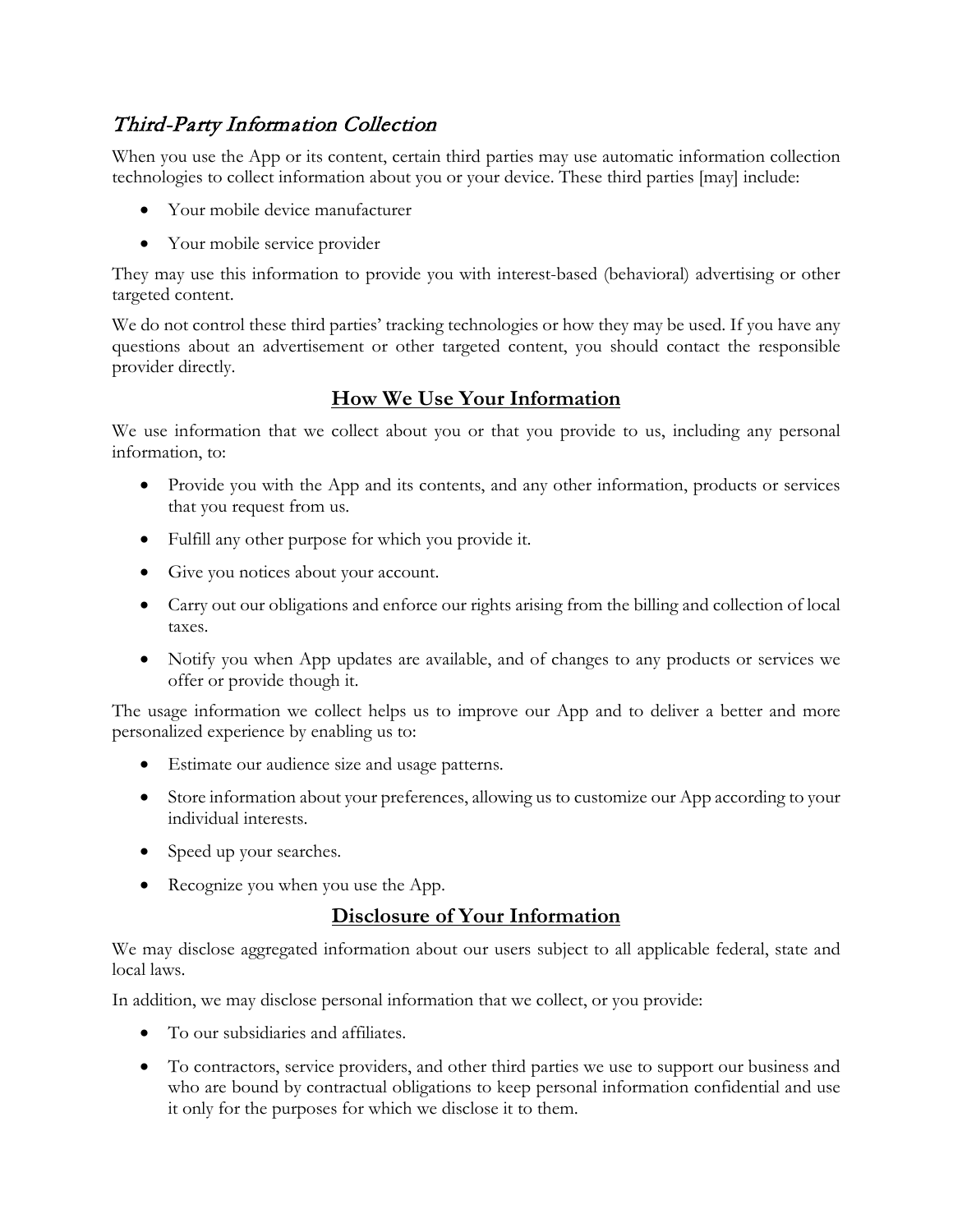## *Third-Party Information Collection*

When you use the App or its content, certain third parties may use automatic information collection technologies to collect information about you or your device. These third parties [may] include:

- Your mobile device manufacturer
- Your mobile service provider

They may use this information to provide you with interest-based (behavioral) advertising or other targeted content.

We do not control these third parties' tracking technologies or how they may be used. If you have any questions about an advertisement or other targeted content, you should contact the responsible provider directly.

## **How We Use Your Information**

We use information that we collect about you or that you provide to us, including any personal information, to:

- Provide you with the App and its contents, and any other information, products or services that you request from us.
- Fulfill any other purpose for which you provide it.
- Give you notices about your account.
- Carry out our obligations and enforce our rights arising from the billing and collection of local taxes.
- Notify you when App updates are available, and of changes to any products or services we offer or provide though it.

The usage information we collect helps us to improve our App and to deliver a better and more personalized experience by enabling us to:

- Estimate our audience size and usage patterns.
- Store information about your preferences, allowing us to customize our App according to your individual interests.
- Speed up your searches.
- Recognize you when you use the App.

## **Disclosure of Your Information**

We may disclose aggregated information about our users subject to all applicable federal, state and local laws.

In addition, we may disclose personal information that we collect, or you provide:

- To our subsidiaries and affiliates.
- To contractors, service providers, and other third parties we use to support our business and who are bound by contractual obligations to keep personal information confidential and use it only for the purposes for which we disclose it to them.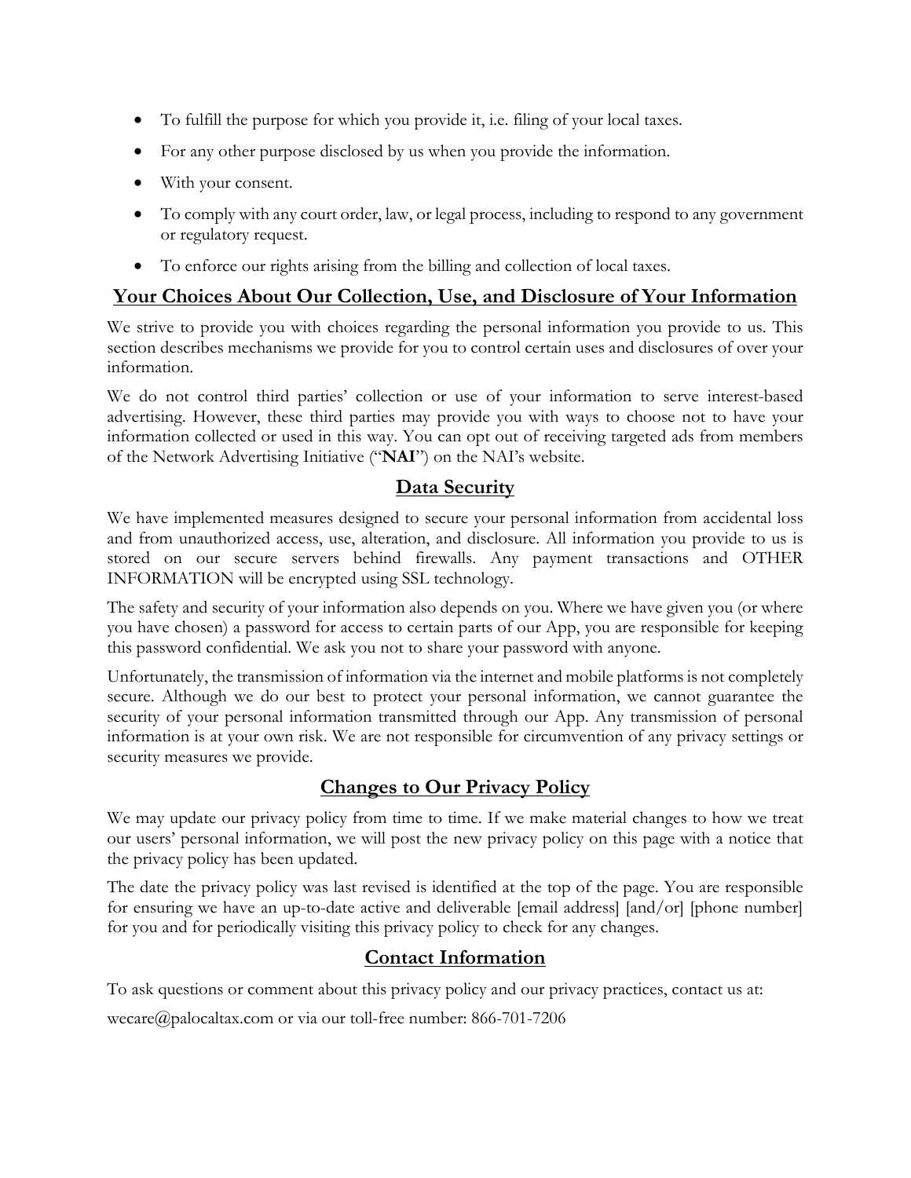- To fulfill the purpose for which you provide it, i.e. filing of your local taxes.
- For any other purpose disclosed by us when you provide the information.
- With your consent.
- To comply with any court order, law, or legal process, including to respond to any government or regulatory request.
- To enforce our rights arising from the billing and collection of local taxes.

## Your Choices About Our Collection, Use, and Disclosure of Your Information

We strive to provide you with choices regarding the personal information you provide to us. This section describes mechanisms we provide for you to control certain uses and disclosures of over your information.

We do not control third parties' collection or use of your information to serve interest-based advertising. However, these third parties may provide you with ways to choose not to have your information collected or used in this way. You can opt out of receiving targeted ads from members of the Network Advertising Initiative ("**NAI**") on the NAI's website.

## Data Security

We have implemented measures designed to secure your personal information from accidental loss and from unauthorized access, use, alteration, and disclosure. All information you provide to us is stored on our secure servers behind firewalls. Any payment transactions and OTHER INFORMATION will be encrypted using SSL technology.

The safety and security of your information also depends on you. Where we have given you (or where you have chosen) a password for access to certain parts of our App, you are responsible for keeping this password confidential. We ask you not to share your password with anyone.

Unfortunately, the transmission of information via the internet and mobile platforms is not completely secure. Although we do our best to protect your personal information, we cannot guarantee the security of your personal information transmitted through our App. Any transmission of personal information is at your own risk. We are not responsible for circumvention of any privacy settings or security measures we provide.

## Changes to Our Privacy Policy

We may update our privacy policy from time to time. If we make material changes to how we treat our users' personal information, we will post the new privacy policy on this page with a notice that the privacy policy has been updated.

The date the privacy policy was last revised is identified at the top of the page. You are responsible for ensuring we have an up-to-date active and deliverable [email address] [and/or] [phone number] for you and for periodically visiting this privacy policy to check for any changes.

## Contact Information

To ask questions or comment about this privacy policy and our privacy practices, contact us at:

wecare@palocaltax.com or via our toll-free number: 866-701-7206